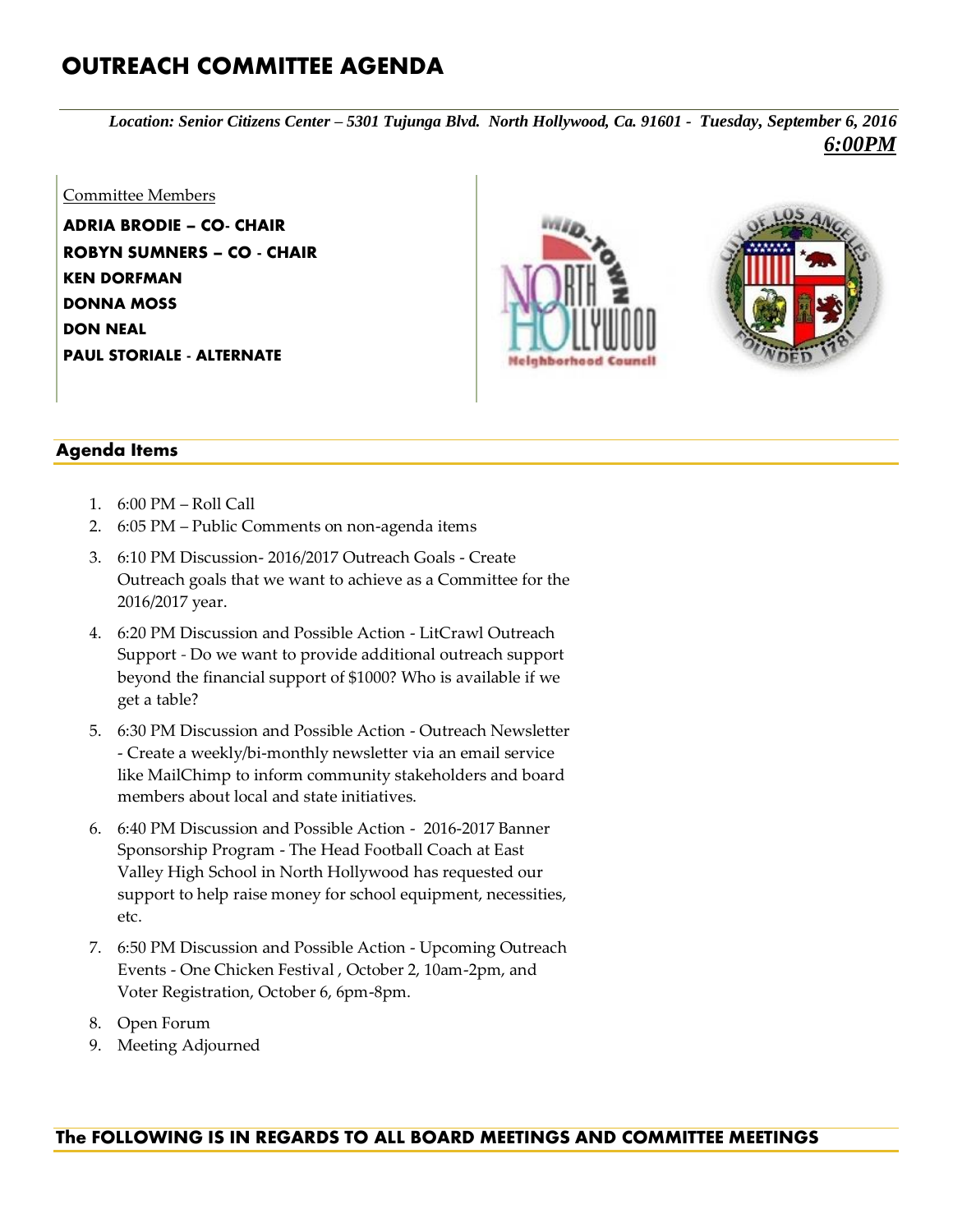# OUTREACH COMMITTEE AGENDA

***Location: Senior Citizens Center – 5301 Tujunga Blvd. North Hollywood, Ca. 91601 - Tuesday, September 6, 2016***
***6:00PM***

Committee Members

**ADRIA BRODIE – CO- CHAIR**
**ROBYN SUMNERS – CO - CHAIR**
**KEN DORFMAN**
**DONNA MOSS**
**DON NEAL**
**PAUL STORIALE - ALTERNATE**

## Agenda Items

1. 6:00 PM – Roll Call
2. 6:05 PM – Public Comments on non-agenda items
3. 6:10 PM Discussion- 2016/2017 Outreach Goals - Create Outreach goals that we want to achieve as a Committee for the 2016/2017 year.
4. 6:20 PM Discussion and Possible Action - LitCrawl Outreach Support - Do we want to provide additional outreach support beyond the financial support of $1000? Who is available if we get a table?
5. 6:30 PM Discussion and Possible Action - Outreach Newsletter - Create a weekly/bi-monthly newsletter via an email service like MailChimp to inform community stakeholders and board members about local and state initiatives.
6. 6:40 PM Discussion and Possible Action - 2016-2017 Banner Sponsorship Program - The Head Football Coach at East Valley High School in North Hollywood has requested our support to help raise money for school equipment, necessities, etc.
7. 6:50 PM Discussion and Possible Action - Upcoming Outreach Events - One Chicken Festival , October 2, 10am-2pm, and Voter Registration, October 6, 6pm-8pm.
8. Open Forum
9. Meeting Adjourned

## The FOLLOWING IS IN REGARDS TO ALL BOARD MEETINGS AND COMMITTEE MEETINGS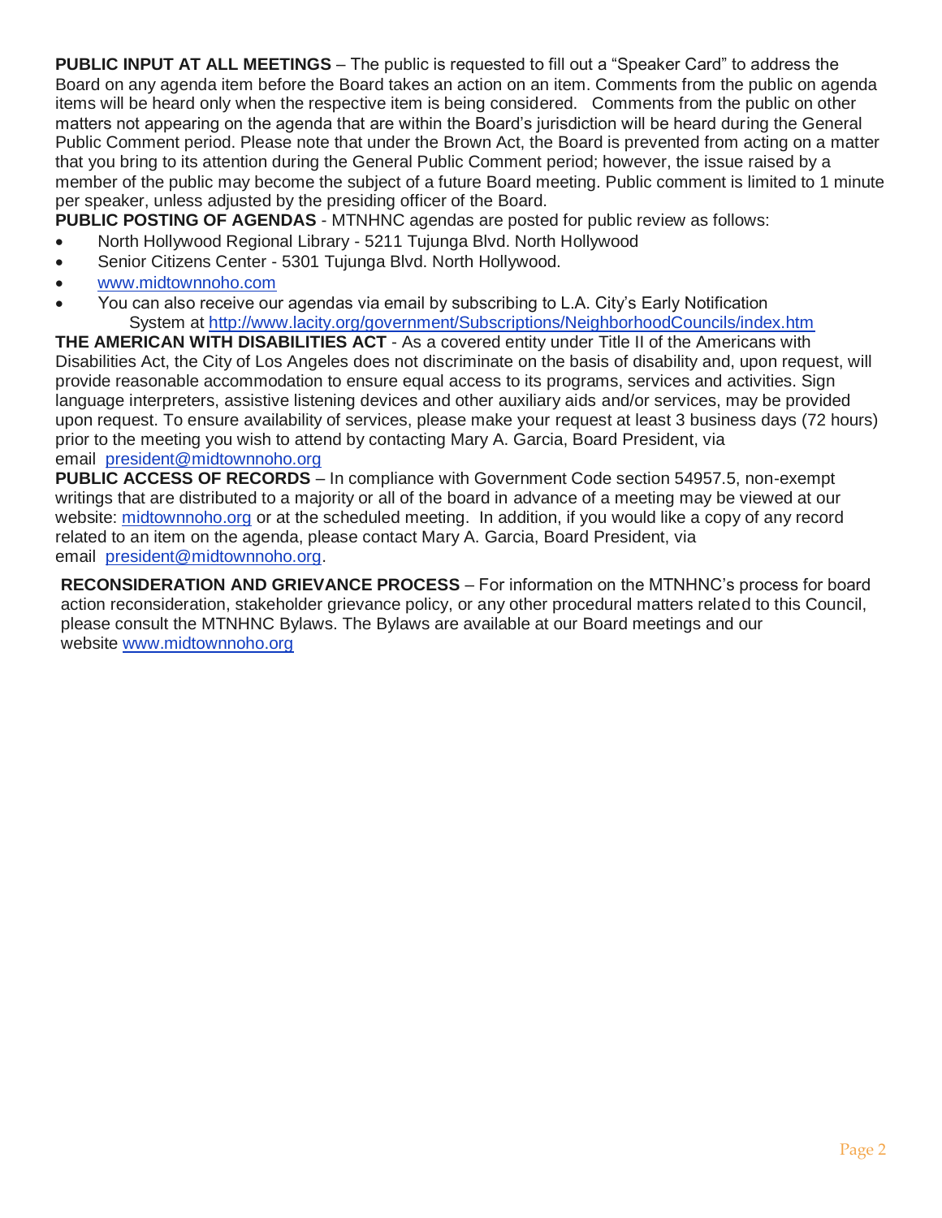**PUBLIC INPUT AT ALL MEETINGS** – The public is requested to fill out a "Speaker Card" to address the Board on any agenda item before the Board takes an action on an item. Comments from the public on agenda items will be heard only when the respective item is being considered. Comments from the public on other matters not appearing on the agenda that are within the Board's jurisdiction will be heard during the General Public Comment period. Please note that under the Brown Act, the Board is prevented from acting on a matter that you bring to its attention during the General Public Comment period; however, the issue raised by a member of the public may become the subject of a future Board meeting. Public comment is limited to 1 minute per speaker, unless adjusted by the presiding officer of the Board.

**PUBLIC POSTING OF AGENDAS** - MTNHNC agendas are posted for public review as follows:

- North Hollywood Regional Library - 5211 Tujunga Blvd. North Hollywood
- Senior Citizens Center - 5301 Tujunga Blvd. North Hollywood.
- www.midtownnoho.com
- You can also receive our agendas via email by subscribing to L.A. City's Early Notification System at http://www.lacity.org/government/Subscriptions/NeighborhoodCouncils/index.htm

**THE AMERICAN WITH DISABILITIES ACT** - As a covered entity under Title II of the Americans with Disabilities Act, the City of Los Angeles does not discriminate on the basis of disability and, upon request, will provide reasonable accommodation to ensure equal access to its programs, services and activities. Sign language interpreters, assistive listening devices and other auxiliary aids and/or services, may be provided upon request. To ensure availability of services, please make your request at least 3 business days (72 hours) prior to the meeting you wish to attend by contacting Mary A. Garcia, Board President, via email president@midtownnoho.org

**PUBLIC ACCESS OF RECORDS** – In compliance with Government Code section 54957.5, non-exempt writings that are distributed to a majority or all of the board in advance of a meeting may be viewed at our website: midtownnoho.org or at the scheduled meeting. In addition, if you would like a copy of any record related to an item on the agenda, please contact Mary A. Garcia, Board President, via email president@midtownnoho.org.

**RECONSIDERATION AND GRIEVANCE PROCESS** – For information on the MTNHNC's process for board action reconsideration, stakeholder grievance policy, or any other procedural matters related to this Council, please consult the MTNHNC Bylaws. The Bylaws are available at our Board meetings and our website www.midtownnoho.org